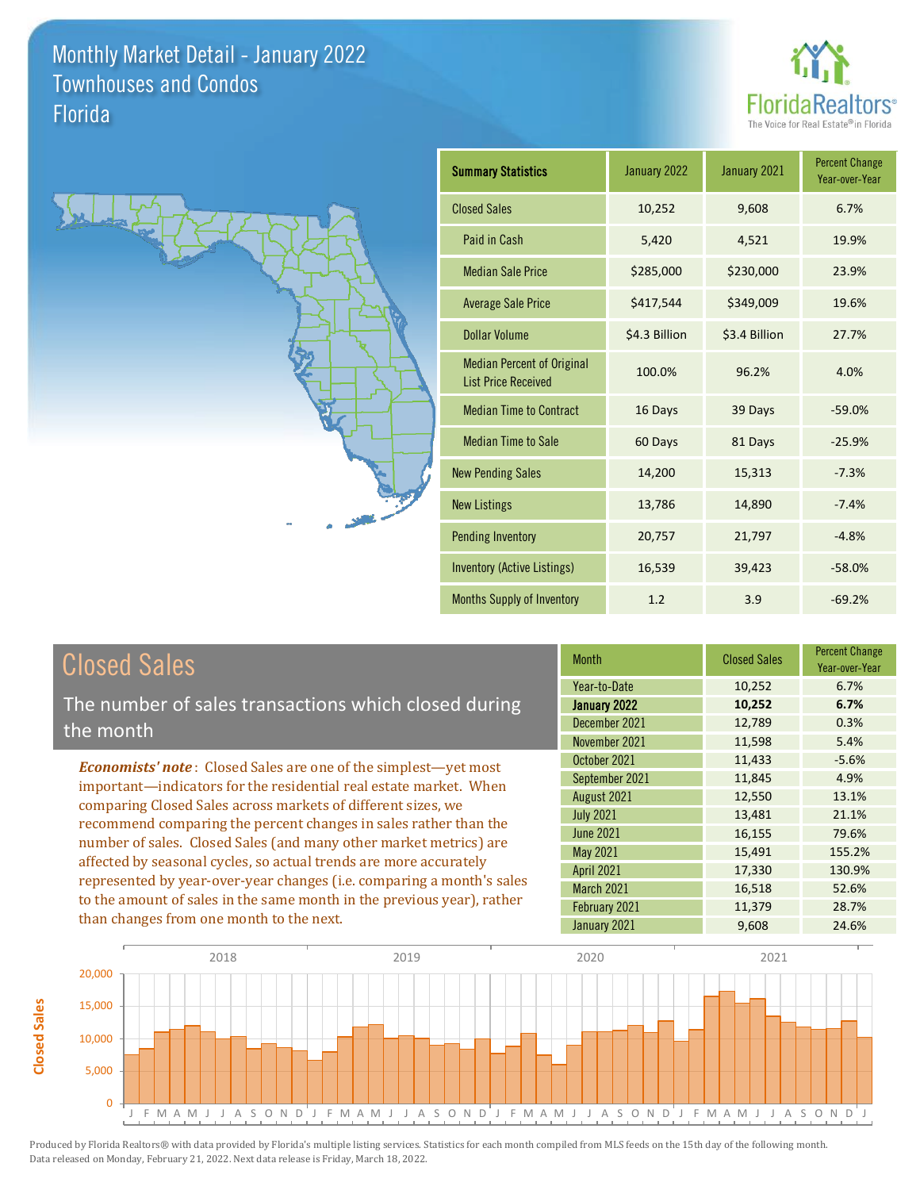# Monthly Market Detail - January 2022
## Townhouses and Condos
## Florida

FloridaRealtors® The Voice for Real Estate® in Florida

| Summary Statistics | January 2022 | January 2021 | Percent Change Year-over-Year |
|---|---|---|---|
| Closed Sales | 10,252 | 9,608 | 6.7% |
| Paid in Cash | 5,420 | 4,521 | 19.9% |
| Median Sale Price | $285,000 | $230,000 | 23.9% |
| Average Sale Price | $417,544 | $349,009 | 19.6% |
| Dollar Volume | $4.3 Billion | $3.4 Billion | 27.7% |
| Median Percent of Original List Price Received | 100.0% | 96.2% | 4.0% |
| Median Time to Contract | 16 Days | 39 Days | -59.0% |
| Median Time to Sale | 60 Days | 81 Days | -25.9% |
| New Pending Sales | 14,200 | 15,313 | -7.3% |
| New Listings | 13,786 | 14,890 | -7.4% |
| Pending Inventory | 20,757 | 21,797 | -4.8% |
| Inventory (Active Listings) | 16,539 | 39,423 | -58.0% |
| Months Supply of Inventory | 1.2 | 3.9 | -69.2% |

## Closed Sales

The number of sales transactions which closed during the month

*Economists' note*: Closed Sales are one of the simplest—yet most important—indicators for the residential real estate market. When comparing Closed Sales across markets of different sizes, we recommend comparing the percent changes in sales rather than the number of sales. Closed Sales (and many other market metrics) are affected by seasonal cycles, so actual trends are more accurately represented by year-over-year changes (i.e. comparing a month's sales to the amount of sales in the same month in the previous year), rather than changes from one month to the next.

| Month | Closed Sales | Percent Change Year-over-Year |
|---|---|---|
| Year-to-Date | 10,252 | 6.7% |
| **January 2022** | **10,252** | **6.7%** |
| December 2021 | 12,789 | 0.3% |
| November 2021 | 11,598 | 5.4% |
| October 2021 | 11,433 | -5.6% |
| September 2021 | 11,845 | 4.9% |
| August 2021 | 12,550 | 13.1% |
| July 2021 | 13,481 | 21.1% |
| June 2021 | 16,155 | 79.6% |
| May 2021 | 15,491 | 155.2% |
| April 2021 | 17,330 | 130.9% |
| March 2021 | 16,518 | 52.6% |
| February 2021 | 11,379 | 28.7% |
| January 2021 | 9,608 | 24.6% |

Produced by Florida Realtors® with data provided by Florida's multiple listing services. Statistics for each month compiled from MLS feeds on the 15th day of the following month. Data released on Monday, February 21, 2022. Next data release is Friday, March 18, 2022.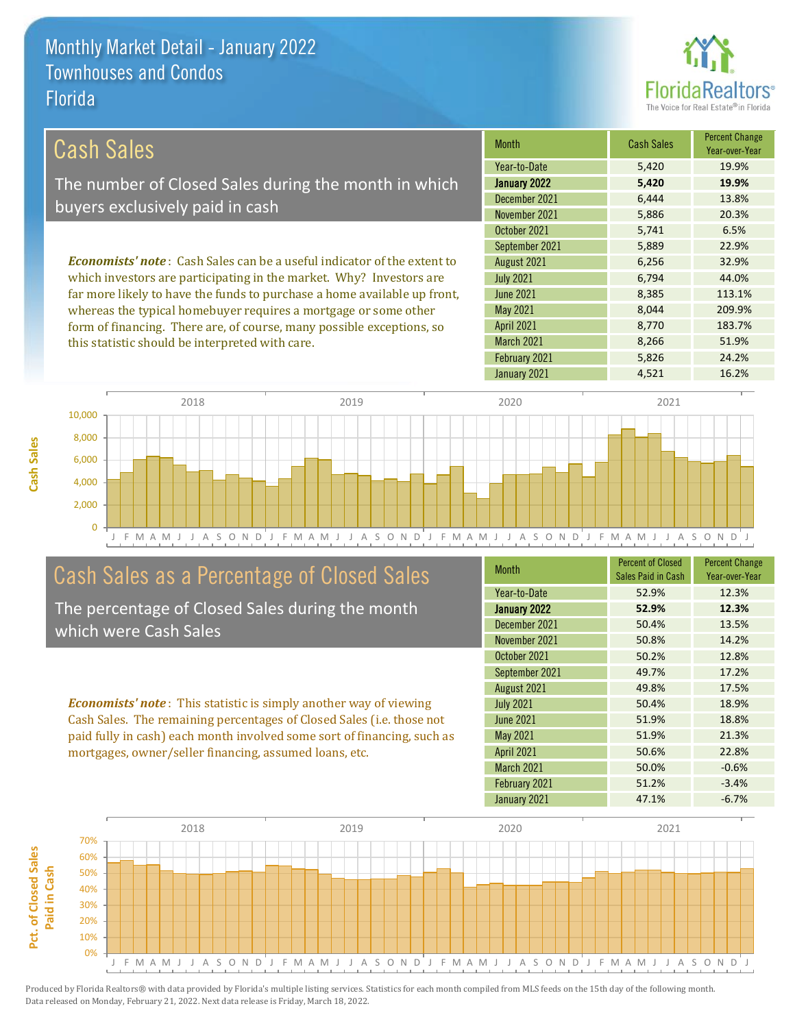# Monthly Market Detail - January 2022
## Townhouses and Condos
## Florida

## Cash Sales

The number of Closed Sales during the month in which buyers exclusively paid in cash

***Economists' note***: Cash Sales can be a useful indicator of the extent to which investors are participating in the market. Why? Investors are far more likely to have the funds to purchase a home available up front, whereas the typical homebuyer requires a mortgage or some other form of financing. There are, of course, many possible exceptions, so this statistic should be interpreted with care.

| Month | Cash Sales | Percent Change Year-over-Year |
|---|---|---|
| Year-to-Date | 5,420 | 19.9% |
| **January 2022** | **5,420** | **19.9%** |
| December 2021 | 6,444 | 13.8% |
| November 2021 | 5,886 | 20.3% |
| October 2021 | 5,741 | 6.5% |
| September 2021 | 5,889 | 22.9% |
| August 2021 | 6,256 | 32.9% |
| July 2021 | 6,794 | 44.0% |
| June 2021 | 8,385 | 113.1% |
| May 2021 | 8,044 | 209.9% |
| April 2021 | 8,770 | 183.7% |
| March 2021 | 8,266 | 51.9% |
| February 2021 | 5,826 | 24.2% |
| January 2021 | 4,521 | 16.2% |

## Cash Sales as a Percentage of Closed Sales

The percentage of Closed Sales during the month which were Cash Sales

***Economists' note***: This statistic is simply another way of viewing Cash Sales. The remaining percentages of Closed Sales (i.e. those not paid fully in cash) each month involved some sort of financing, such as mortgages, owner/seller financing, assumed loans, etc.

| Month | Percent of Closed Sales Paid in Cash | Percent Change Year-over-Year |
|---|---|---|
| Year-to-Date | 52.9% | 12.3% |
| **January 2022** | **52.9%** | **12.3%** |
| December 2021 | 50.4% | 13.5% |
| November 2021 | 50.8% | 14.2% |
| October 2021 | 50.2% | 12.8% |
| September 2021 | 49.7% | 17.2% |
| August 2021 | 49.8% | 17.5% |
| July 2021 | 50.4% | 18.9% |
| June 2021 | 51.9% | 18.8% |
| May 2021 | 51.9% | 21.3% |
| April 2021 | 50.6% | 22.8% |
| March 2021 | 50.0% | -0.6% |
| February 2021 | 51.2% | -3.4% |
| January 2021 | 47.1% | -6.7% |

Produced by Florida Realtors® with data provided by Florida's multiple listing services. Statistics for each month compiled from MLS feeds on the 15th day of the following month. Data released on Monday, February 21, 2022. Next data release is Friday, March 18, 2022.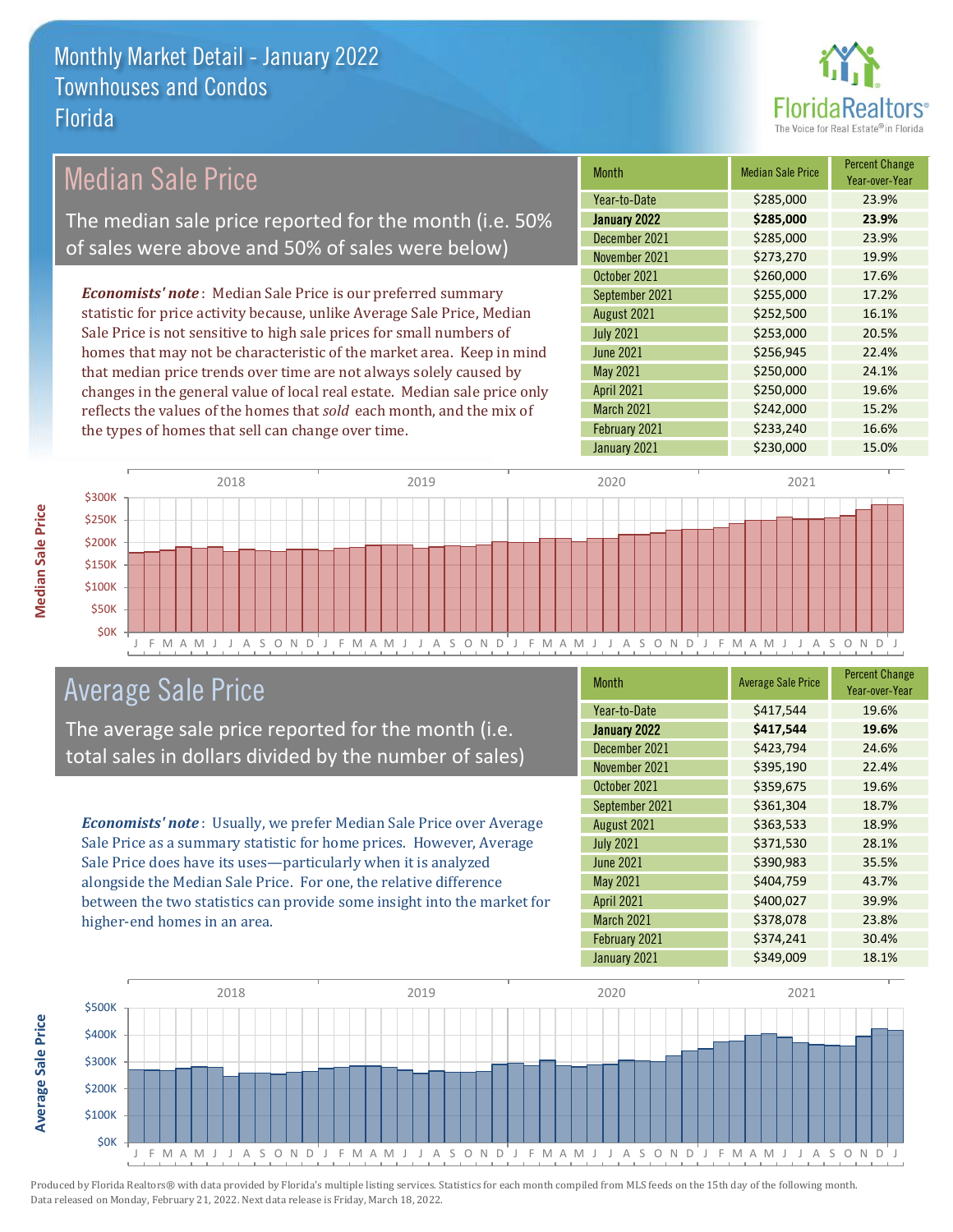# Monthly Market Detail - January 2022
## Townhouses and Condos
## Florida

## Median Sale Price

The median sale price reported for the month (i.e. 50% of sales were above and 50% of sales were below)

***Economists' note***: Median Sale Price is our preferred summary statistic for price activity because, unlike Average Sale Price, Median Sale Price is not sensitive to high sale prices for small numbers of homes that may not be characteristic of the market area. Keep in mind that median price trends over time are not always solely caused by changes in the general value of local real estate. Median sale price only reflects the values of the homes that *sold* each month, and the mix of the types of homes that sell can change over time.

| Month | Median Sale Price | Percent Change Year-over-Year |
|---|---|---|
| Year-to-Date | $285,000 | 23.9% |
| **January 2022** | **$285,000** | **23.9%** |
| December 2021 | $285,000 | 23.9% |
| November 2021 | $273,270 | 19.9% |
| October 2021 | $260,000 | 17.6% |
| September 2021 | $255,000 | 17.2% |
| August 2021 | $252,500 | 16.1% |
| July 2021 | $253,000 | 20.5% |
| June 2021 | $256,945 | 22.4% |
| May 2021 | $250,000 | 24.1% |
| April 2021 | $250,000 | 19.6% |
| March 2021 | $242,000 | 15.2% |
| February 2021 | $233,240 | 16.6% |
| January 2021 | $230,000 | 15.0% |

## Average Sale Price

The average sale price reported for the month (i.e. total sales in dollars divided by the number of sales)

***Economists' note***: Usually, we prefer Median Sale Price over Average Sale Price as a summary statistic for home prices. However, Average Sale Price does have its uses—particularly when it is analyzed alongside the Median Sale Price. For one, the relative difference between the two statistics can provide some insight into the market for higher-end homes in an area.

| Month | Average Sale Price | Percent Change Year-over-Year |
|---|---|---|
| Year-to-Date | $417,544 | 19.6% |
| **January 2022** | **$417,544** | **19.6%** |
| December 2021 | $423,794 | 24.6% |
| November 2021 | $395,190 | 22.4% |
| October 2021 | $359,675 | 19.6% |
| September 2021 | $361,304 | 18.7% |
| August 2021 | $363,533 | 18.9% |
| July 2021 | $371,530 | 28.1% |
| June 2021 | $390,983 | 35.5% |
| May 2021 | $404,759 | 43.7% |
| April 2021 | $400,027 | 39.9% |
| March 2021 | $378,078 | 23.8% |
| February 2021 | $374,241 | 30.4% |
| January 2021 | $349,009 | 18.1% |

Produced by Florida Realtors® with data provided by Florida's multiple listing services. Statistics for each month compiled from MLS feeds on the 15th day of the following month. Data released on Monday, February 21, 2022. Next data release is Friday, March 18, 2022.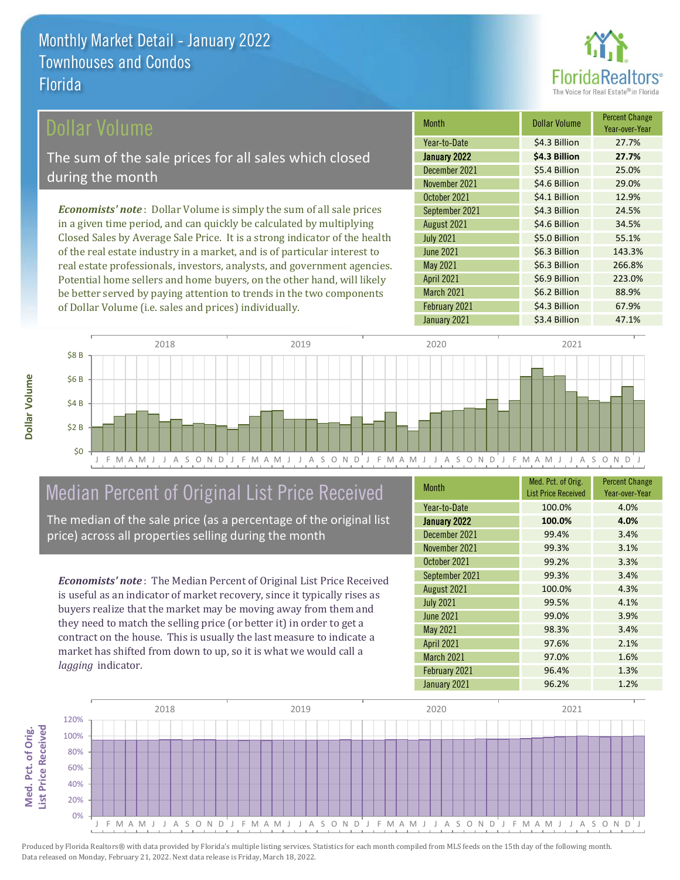# Monthly Market Detail - January 2022
## Townhouses and Condos
## Florida

## Dollar Volume

The sum of the sale prices for all sales which closed during the month

*Economists' note*: Dollar Volume is simply the sum of all sale prices in a given time period, and can quickly be calculated by multiplying Closed Sales by Average Sale Price. It is a strong indicator of the health of the real estate industry in a market, and is of particular interest to real estate professionals, investors, analysts, and government agencies. Potential home sellers and home buyers, on the other hand, will likely be better served by paying attention to trends in the two components of Dollar Volume (i.e. sales and prices) individually.

| Month | Dollar Volume | Percent Change Year-over-Year |
|---|---|---|
| Year-to-Date | $4.3 Billion | 27.7% |
| **January 2022** | **$4.3 Billion** | **27.7%** |
| December 2021 | $5.4 Billion | 25.0% |
| November 2021 | $4.6 Billion | 29.0% |
| October 2021 | $4.1 Billion | 12.9% |
| September 2021 | $4.3 Billion | 24.5% |
| August 2021 | $4.6 Billion | 34.5% |
| July 2021 | $5.0 Billion | 55.1% |
| June 2021 | $6.3 Billion | 143.3% |
| May 2021 | $6.3 Billion | 266.8% |
| April 2021 | $6.9 Billion | 223.0% |
| March 2021 | $6.2 Billion | 88.9% |
| February 2021 | $4.3 Billion | 67.9% |
| January 2021 | $3.4 Billion | 47.1% |

## Median Percent of Original List Price Received

The median of the sale price (as a percentage of the original list price) across all properties selling during the month

*Economists' note*: The Median Percent of Original List Price Received is useful as an indicator of market recovery, since it typically rises as buyers realize that the market may be moving away from them and they need to match the selling price (or better it) in order to get a contract on the house. This is usually the last measure to indicate a market has shifted from down to up, so it is what we would call a *lagging* indicator.

| Month | Med. Pct. of Orig. List Price Received | Percent Change Year-over-Year |
|---|---|---|
| Year-to-Date | 100.0% | 4.0% |
| **January 2022** | **100.0%** | **4.0%** |
| December 2021 | 99.4% | 3.4% |
| November 2021 | 99.3% | 3.1% |
| October 2021 | 99.2% | 3.3% |
| September 2021 | 99.3% | 3.4% |
| August 2021 | 100.0% | 4.3% |
| July 2021 | 99.5% | 4.1% |
| June 2021 | 99.0% | 3.9% |
| May 2021 | 98.3% | 3.4% |
| April 2021 | 97.6% | 2.1% |
| March 2021 | 97.0% | 1.6% |
| February 2021 | 96.4% | 1.3% |
| January 2021 | 96.2% | 1.2% |

Produced by Florida Realtors® with data provided by Florida's multiple listing services. Statistics for each month compiled from MLS feeds on the 15th day of the following month. Data released on Monday, February 21, 2022. Next data release is Friday, March 18, 2022.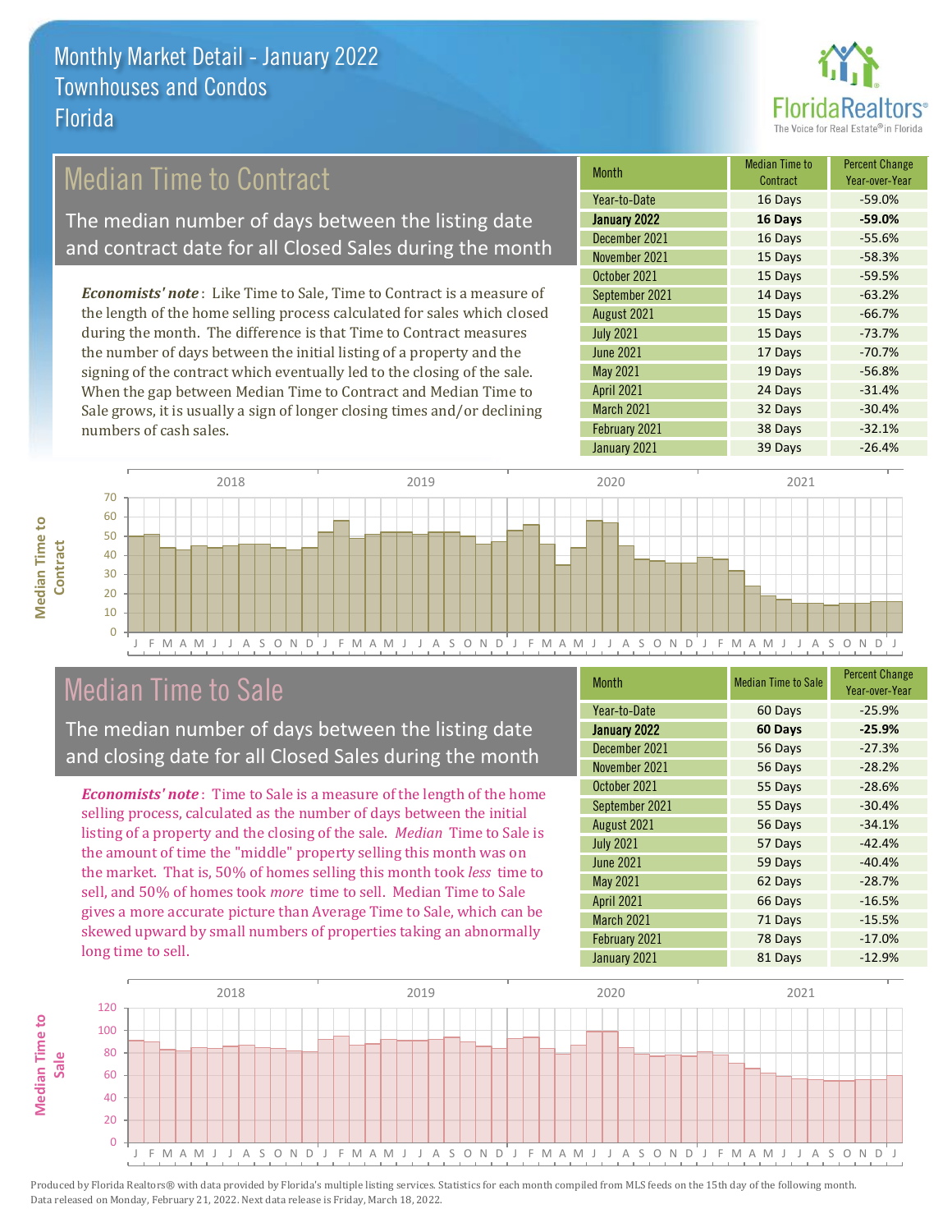# Monthly Market Detail - January 2022
## Townhouses and Condos
## Florida

## Median Time to Contract

The median number of days between the listing date and contract date for all Closed Sales during the month

*Economists' note*: Like Time to Sale, Time to Contract is a measure of the length of the home selling process calculated for sales which closed during the month. The difference is that Time to Contract measures the number of days between the initial listing of a property and the signing of the contract which eventually led to the closing of the sale. When the gap between Median Time to Contract and Median Time to Sale grows, it is usually a sign of longer closing times and/or declining numbers of cash sales.

| Month | Median Time to Contract | Percent Change Year-over-Year |
|---|---|---|
| Year-to-Date | 16 Days | -59.0% |
| **January 2022** | **16 Days** | **-59.0%** |
| December 2021 | 16 Days | -55.6% |
| November 2021 | 15 Days | -58.3% |
| October 2021 | 15 Days | -59.5% |
| September 2021 | 14 Days | -63.2% |
| August 2021 | 15 Days | -66.7% |
| July 2021 | 15 Days | -73.7% |
| June 2021 | 17 Days | -70.7% |
| May 2021 | 19 Days | -56.8% |
| April 2021 | 24 Days | -31.4% |
| March 2021 | 32 Days | -30.4% |
| February 2021 | 38 Days | -32.1% |
| January 2021 | 39 Days | -26.4% |

## Median Time to Sale

The median number of days between the listing date and closing date for all Closed Sales during the month

*Economists' note*: Time to Sale is a measure of the length of the home selling process, calculated as the number of days between the initial listing of a property and the closing of the sale. *Median* Time to Sale is the amount of time the "middle" property selling this month was on the market. That is, 50% of homes selling this month took *less* time to sell, and 50% of homes took *more* time to sell. Median Time to Sale gives a more accurate picture than Average Time to Sale, which can be skewed upward by small numbers of properties taking an abnormally long time to sell.

| Month | Median Time to Sale | Percent Change Year-over-Year |
|---|---|---|
| Year-to-Date | 60 Days | -25.9% |
| **January 2022** | **60 Days** | **-25.9%** |
| December 2021 | 56 Days | -27.3% |
| November 2021 | 56 Days | -28.2% |
| October 2021 | 55 Days | -28.6% |
| September 2021 | 55 Days | -30.4% |
| August 2021 | 56 Days | -34.1% |
| July 2021 | 57 Days | -42.4% |
| June 2021 | 59 Days | -40.4% |
| May 2021 | 62 Days | -28.7% |
| April 2021 | 66 Days | -16.5% |
| March 2021 | 71 Days | -15.5% |
| February 2021 | 78 Days | -17.0% |
| January 2021 | 81 Days | -12.9% |

Produced by Florida Realtors® with data provided by Florida's multiple listing services. Statistics for each month compiled from MLS feeds on the 15th day of the following month. Data released on Monday, February 21, 2022. Next data release is Friday, March 18, 2022.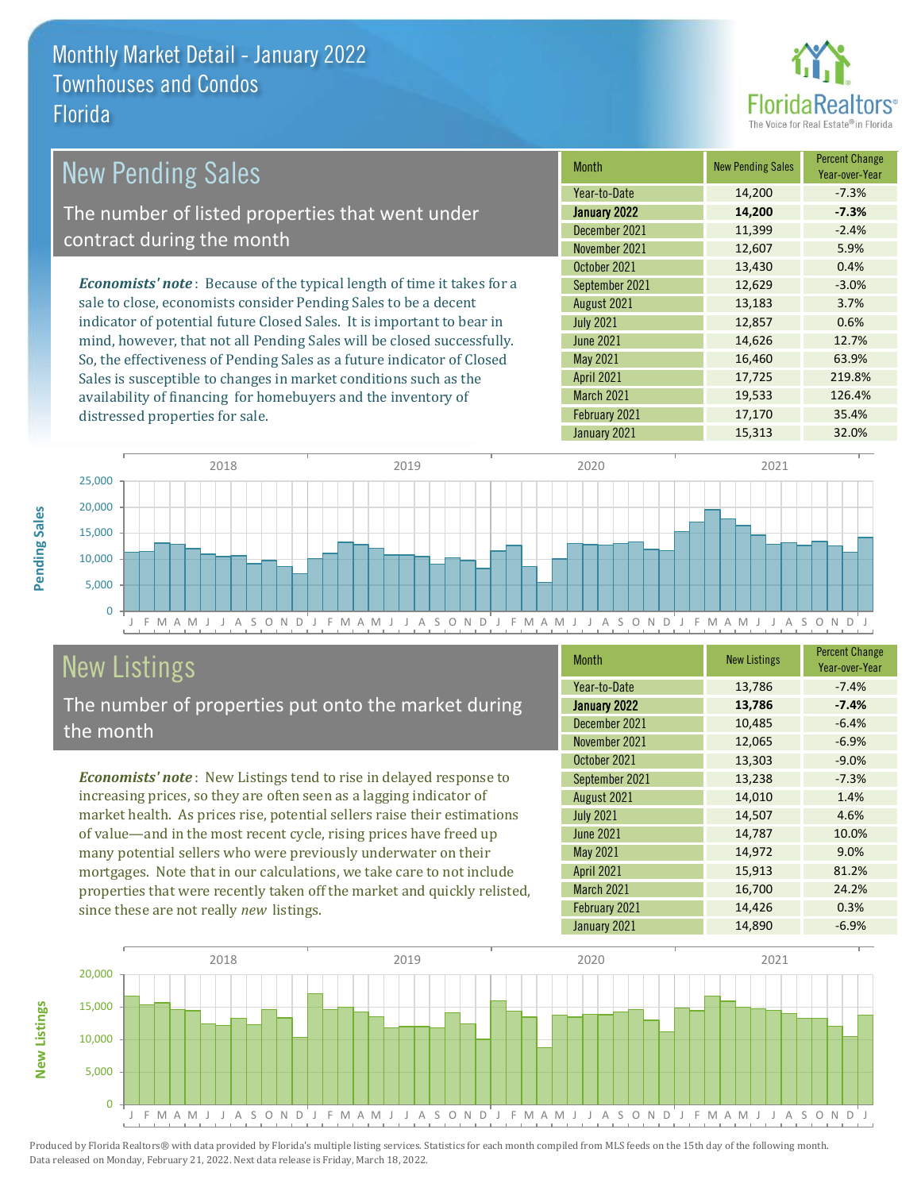# Monthly Market Detail - January 2022
## Townhouses and Condos
## Florida

## New Pending Sales

The number of listed properties that went under contract during the month

***Economists' note***: Because of the typical length of time it takes for a sale to close, economists consider Pending Sales to be a decent indicator of potential future Closed Sales. It is important to bear in mind, however, that not all Pending Sales will be closed successfully. So, the effectiveness of Pending Sales as a future indicator of Closed Sales is susceptible to changes in market conditions such as the availability of financing for homebuyers and the inventory of distressed properties for sale.

| Month | New Pending Sales | Percent Change Year-over-Year |
|---|---|---|
| Year-to-Date | 14,200 | -7.3% |
| **January 2022** | **14,200** | **-7.3%** |
| December 2021 | 11,399 | -2.4% |
| November 2021 | 12,607 | 5.9% |
| October 2021 | 13,430 | 0.4% |
| September 2021 | 12,629 | -3.0% |
| August 2021 | 13,183 | 3.7% |
| July 2021 | 12,857 | 0.6% |
| June 2021 | 14,626 | 12.7% |
| May 2021 | 16,460 | 63.9% |
| April 2021 | 17,725 | 219.8% |
| March 2021 | 19,533 | 126.4% |
| February 2021 | 17,170 | 35.4% |
| January 2021 | 15,313 | 32.0% |

## New Listings

The number of properties put onto the market during the month

***Economists' note***: New Listings tend to rise in delayed response to increasing prices, so they are often seen as a lagging indicator of market health. As prices rise, potential sellers raise their estimations of value—and in the most recent cycle, rising prices have freed up many potential sellers who were previously underwater on their mortgages. Note that in our calculations, we take care to not include properties that were recently taken off the market and quickly relisted, since these are not really *new* listings.

| Month | New Listings | Percent Change Year-over-Year |
|---|---|---|
| Year-to-Date | 13,786 | -7.4% |
| **January 2022** | **13,786** | **-7.4%** |
| December 2021 | 10,485 | -6.4% |
| November 2021 | 12,065 | -6.9% |
| October 2021 | 13,303 | -9.0% |
| September 2021 | 13,238 | -7.3% |
| August 2021 | 14,010 | 1.4% |
| July 2021 | 14,507 | 4.6% |
| June 2021 | 14,787 | 10.0% |
| May 2021 | 14,972 | 9.0% |
| April 2021 | 15,913 | 81.2% |
| March 2021 | 16,700 | 24.2% |
| February 2021 | 14,426 | 0.3% |
| January 2021 | 14,890 | -6.9% |

Produced by Florida Realtors® with data provided by Florida's multiple listing services. Statistics for each month compiled from MLS feeds on the 15th day of the following month. Data released on Monday, February 21, 2022. Next data release is Friday, March 18, 2022.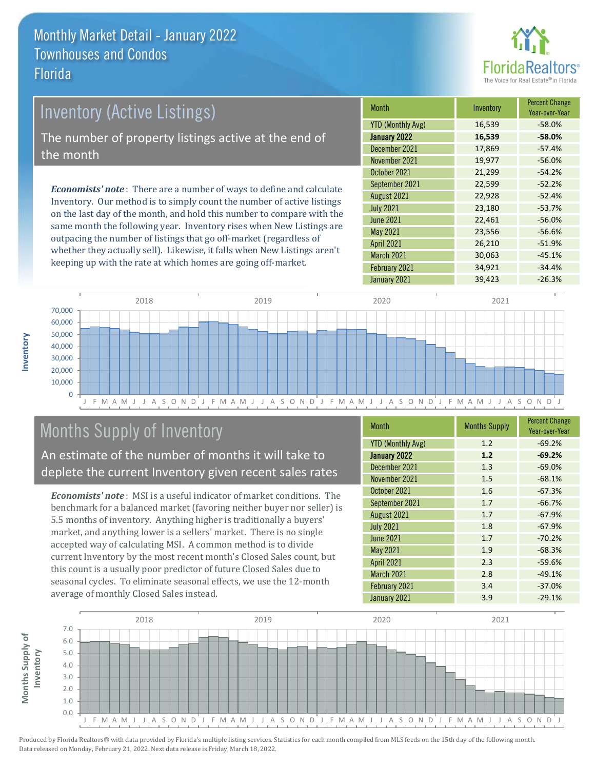# Monthly Market Detail - January 2022
## Townhouses and Condos
## Florida

## Inventory (Active Listings)

The number of property listings active at the end of the month

***Economists' note***: There are a number of ways to define and calculate Inventory. Our method is to simply count the number of active listings on the last day of the month, and hold this number to compare with the same month the following year. Inventory rises when New Listings are outpacing the number of listings that go off-market (regardless of whether they actually sell). Likewise, it falls when New Listings aren't keeping up with the rate at which homes are going off-market.

| Month | Inventory | Percent Change Year-over-Year |
|---|---|---|
| YTD (Monthly Avg) | 16,539 | -58.0% |
| **January 2022** | **16,539** | **-58.0%** |
| December 2021 | 17,869 | -57.4% |
| November 2021 | 19,977 | -56.0% |
| October 2021 | 21,299 | -54.2% |
| September 2021 | 22,599 | -52.2% |
| August 2021 | 22,928 | -52.4% |
| July 2021 | 23,180 | -53.7% |
| June 2021 | 22,461 | -56.0% |
| May 2021 | 23,556 | -56.6% |
| April 2021 | 26,210 | -51.9% |
| March 2021 | 30,063 | -45.1% |
| February 2021 | 34,921 | -34.4% |
| January 2021 | 39,423 | -26.3% |

## Months Supply of Inventory

An estimate of the number of months it will take to deplete the current Inventory given recent sales rates

***Economists' note***: MSI is a useful indicator of market conditions. The benchmark for a balanced market (favoring neither buyer nor seller) is 5.5 months of inventory. Anything higher is traditionally a buyers' market, and anything lower is a sellers' market. There is no single accepted way of calculating MSI. A common method is to divide current Inventory by the most recent month's Closed Sales count, but this count is a usually poor predictor of future Closed Sales due to seasonal cycles. To eliminate seasonal effects, we use the 12-month average of monthly Closed Sales instead.

| Month | Months Supply | Percent Change Year-over-Year |
|---|---|---|
| YTD (Monthly Avg) | 1.2 | -69.2% |
| **January 2022** | **1.2** | **-69.2%** |
| December 2021 | 1.3 | -69.0% |
| November 2021 | 1.5 | -68.1% |
| October 2021 | 1.6 | -67.3% |
| September 2021 | 1.7 | -66.7% |
| August 2021 | 1.7 | -67.9% |
| July 2021 | 1.8 | -67.9% |
| June 2021 | 1.7 | -70.2% |
| May 2021 | 1.9 | -68.3% |
| April 2021 | 2.3 | -59.6% |
| March 2021 | 2.8 | -49.1% |
| February 2021 | 3.4 | -37.0% |
| January 2021 | 3.9 | -29.1% |

Produced by Florida Realtors® with data provided by Florida's multiple listing services. Statistics for each month compiled from MLS feeds on the 15th day of the following month. Data released on Monday, February 21, 2022. Next data release is Friday, March 18, 2022.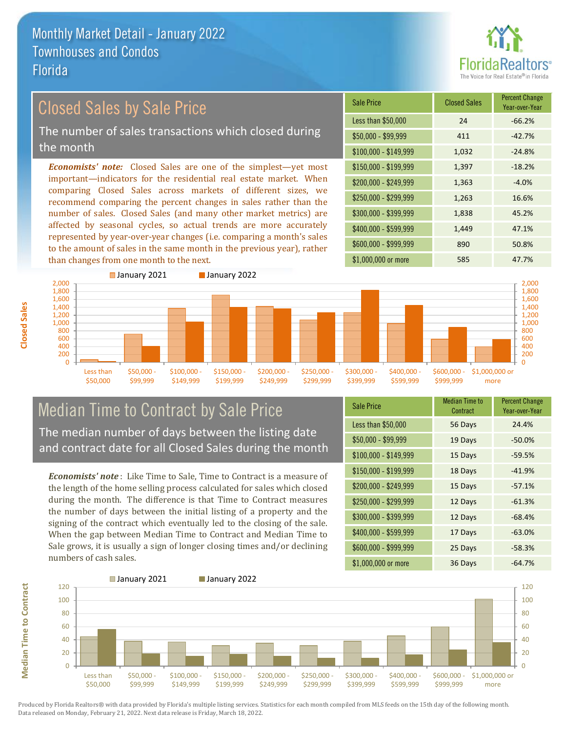# Monthly Market Detail - January 2022
## Townhouses and Condos
## Florida

## Closed Sales by Sale Price

The number of sales transactions which closed during the month

***Economists' note:*** Closed Sales are one of the simplest—yet most important—indicators for the residential real estate market. When comparing Closed Sales across markets of different sizes, we recommend comparing the percent changes in sales rather than the number of sales. Closed Sales (and many other market metrics) are affected by seasonal cycles, so actual trends are more accurately represented by year-over-year changes (i.e. comparing a month's sales to the amount of sales in the same month in the previous year), rather than changes from one month to the next.

| Sale Price | Closed Sales | Percent Change Year-over-Year |
|---|---|---|
| Less than $50,000 | 24 | -66.2% |
| $50,000 - $99,999 | 411 | -42.7% |
| $100,000 - $149,999 | 1,032 | -24.8% |
| $150,000 - $199,999 | 1,397 | -18.2% |
| $200,000 - $249,999 | 1,363 | -4.0% |
| $250,000 - $299,999 | 1,263 | 16.6% |
| $300,000 - $399,999 | 1,838 | 45.2% |
| $400,000 - $599,999 | 1,449 | 47.1% |
| $600,000 - $999,999 | 890 | 50.8% |
| $1,000,000 or more | 585 | 47.7% |

## Median Time to Contract by Sale Price

The median number of days between the listing date and contract date for all Closed Sales during the month

***Economists' note*** : Like Time to Sale, Time to Contract is a measure of the length of the home selling process calculated for sales which closed during the month. The difference is that Time to Contract measures the number of days between the initial listing of a property and the signing of the contract which eventually led to the closing of the sale. When the gap between Median Time to Contract and Median Time to Sale grows, it is usually a sign of longer closing times and/or declining numbers of cash sales.

| Sale Price | Median Time to Contract | Percent Change Year-over-Year |
|---|---|---|
| Less than $50,000 | 56 Days | 24.4% |
| $50,000 - $99,999 | 19 Days | -50.0% |
| $100,000 - $149,999 | 15 Days | -59.5% |
| $150,000 - $199,999 | 18 Days | -41.9% |
| $200,000 - $249,999 | 15 Days | -57.1% |
| $250,000 - $299,999 | 12 Days | -61.3% |
| $300,000 - $399,999 | 12 Days | -68.4% |
| $400,000 - $599,999 | 17 Days | -63.0% |
| $600,000 - $999,999 | 25 Days | -58.3% |
| $1,000,000 or more | 36 Days | -64.7% |

Produced by Florida Realtors® with data provided by Florida's multiple listing services. Statistics for each month compiled from MLS feeds on the 15th day of the following month. Data released on Monday, February 21, 2022. Next data release is Friday, March 18, 2022.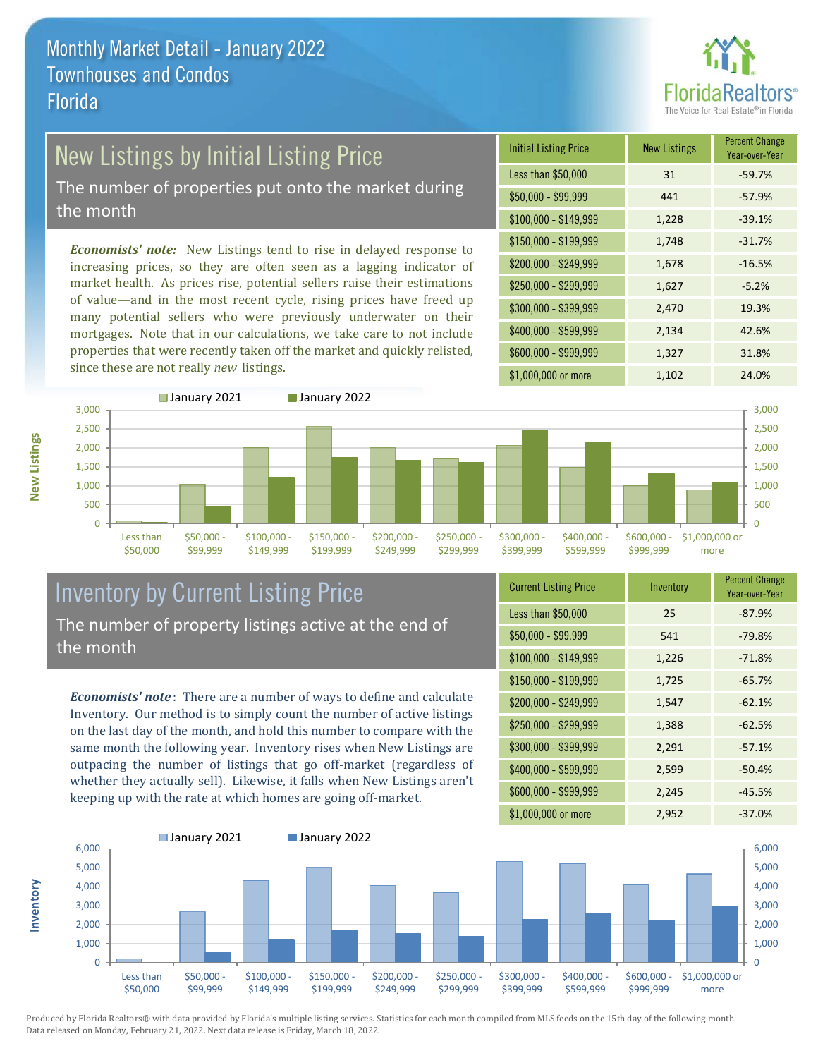# Monthly Market Detail - January 2022
## Townhouses and Condos
## Florida

## New Listings by Initial Listing Price

The number of properties put onto the market during the month

*Economists' note:* New Listings tend to rise in delayed response to increasing prices, so they are often seen as a lagging indicator of market health. As prices rise, potential sellers raise their estimations of value—and in the most recent cycle, rising prices have freed up many potential sellers who were previously underwater on their mortgages. Note that in our calculations, we take care to not include properties that were recently taken off the market and quickly relisted, since these are not really *new* listings.

| Initial Listing Price | New Listings | Percent Change Year-over-Year |
|---|---|---|
| Less than $50,000 | 31 | -59.7% |
| $50,000 - $99,999 | 441 | -57.9% |
| $100,000 - $149,999 | 1,228 | -39.1% |
| $150,000 - $199,999 | 1,748 | -31.7% |
| $200,000 - $249,999 | 1,678 | -16.5% |
| $250,000 - $299,999 | 1,627 | -5.2% |
| $300,000 - $399,999 | 2,470 | 19.3% |
| $400,000 - $599,999 | 2,134 | 42.6% |
| $600,000 - $999,999 | 1,327 | 31.8% |
| $1,000,000 or more | 1,102 | 24.0% |

## Inventory by Current Listing Price

The number of property listings active at the end of the month

*Economists' note*: There are a number of ways to define and calculate Inventory. Our method is to simply count the number of active listings on the last day of the month, and hold this number to compare with the same month the following year. Inventory rises when New Listings are outpacing the number of listings that go off-market (regardless of whether they actually sell). Likewise, it falls when New Listings aren't keeping up with the rate at which homes are going off-market.

| Current Listing Price | Inventory | Percent Change Year-over-Year |
|---|---|---|
| Less than $50,000 | 25 | -87.9% |
| $50,000 - $99,999 | 541 | -79.8% |
| $100,000 - $149,999 | 1,226 | -71.8% |
| $150,000 - $199,999 | 1,725 | -65.7% |
| $200,000 - $249,999 | 1,547 | -62.1% |
| $250,000 - $299,999 | 1,388 | -62.5% |
| $300,000 - $399,999 | 2,291 | -57.1% |
| $400,000 - $599,999 | 2,599 | -50.4% |
| $600,000 - $999,999 | 2,245 | -45.5% |
| $1,000,000 or more | 2,952 | -37.0% |

Produced by Florida Realtors® with data provided by Florida's multiple listing services. Statistics for each month compiled from MLS feeds on the 15th day of the following month. Data released on Monday, February 21, 2022. Next data release is Friday, March 18, 2022.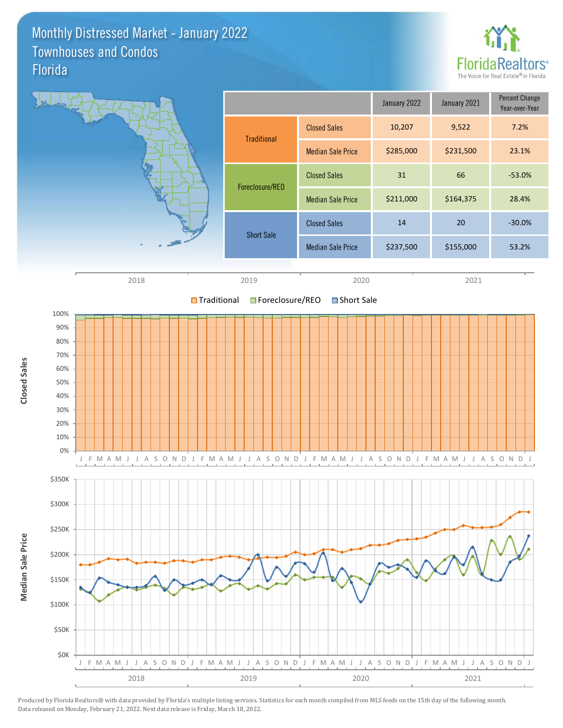# Monthly Distressed Market - January 2022
## Townhouses and Condos
## Florida

FloridaRealtors®
The Voice for Real Estate® in Florida

| | | January 2022 | January 2021 | Percent Change Year-over-Year |
|---|---|---|---|---|
| Traditional | Closed Sales | 10,207 | 9,522 | 7.2% |
| | Median Sale Price | $285,000 | $231,500 | 23.1% |
| Foreclosure/REO | Closed Sales | 31 | 66 | -53.0% |
| | Median Sale Price | $211,000 | $164,375 | 28.4% |
| Short Sale | Closed Sales | 14 | 20 | -30.0% |
| | Median Sale Price | $237,500 | $155,000 | 53.2% |

2018 2019 2020 2021

Traditional Foreclosure/REO Short Sale

Closed Sales

100% 90% 80% 70% 60% 50% 40% 30% 20% 10% 0%

J F M A M J J A S O N D J F M A M J J A S O N D J F M A M J J A S O N D J F M A M J J A S O N D J

Median Sale Price

$350K $300K $250K $200K $150K $100K $50K $0K

J F M A M J J A S O N D J F M A M J J A S O N D J F M A M J J A S O N D J F M A M J J A S O N D J

2018 2019 2020 2021

Produced by Florida Realtors® with data provided by Florida's multiple listing services. Statistics for each month compiled from MLS feeds on the 15th day of the following month.
Data released on Monday, February 21, 2022. Next data release is Friday, March 18, 2022.